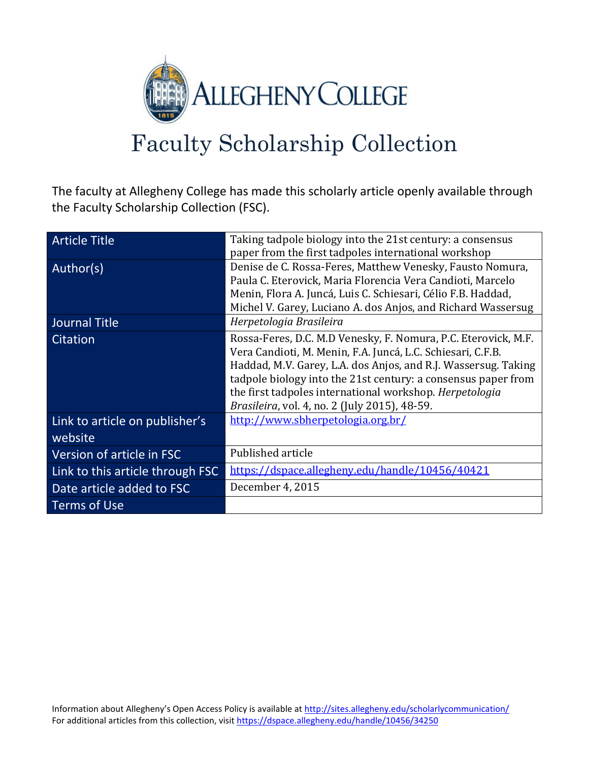# Allegheny College

## Faculty Scholarship Collection

The faculty at Allegheny College has made this scholarly article openly available through the Faculty Scholarship Collection (FSC).

| | |
|---|---|
| Article Title | Taking tadpole biology into the 21st century: a consensus paper from the first tadpoles international workshop |
| Author(s) | Denise de C. Rossa-Feres, Matthew Venesky, Fausto Nomura, Paula C. Eterovick, Maria Florencia Vera Candioti, Marcelo Menin, Flora A. Juncá, Luis C. Schiesari, Célio F.B. Haddad, Michel V. Garey, Luciano A. dos Anjos, and Richard Wassersug |
| Journal Title | *Herpetologia Brasileira* |
| Citation | Rossa-Feres, D.C. M.D Venesky, F. Nomura, P.C. Eterovick, M.F. Vera Candioti, M. Menin, F.A. Juncá, L.C. Schiesari, C.F.B. Haddad, M.V. Garey, L.A. dos Anjos, and R.J. Wassersug. Taking tadpole biology into the 21st century: a consensus paper from the first tadpoles international workshop. *Herpetologia Brasileira*, vol. 4, no. 2 (July 2015), 48-59. |
| Link to article on publisher's website | http://www.sbherpetologia.org.br/ |
| Version of article in FSC | Published article |
| Link to this article through FSC | https://dspace.allegheny.edu/handle/10456/40421 |
| Date article added to FSC | December 4, 2015 |
| Terms of Use | |

Information about Allegheny's Open Access Policy is available at http://sites.allegheny.edu/scholarlycommunication/
For additional articles from this collection, visit https://dspace.allegheny.edu/handle/10456/34250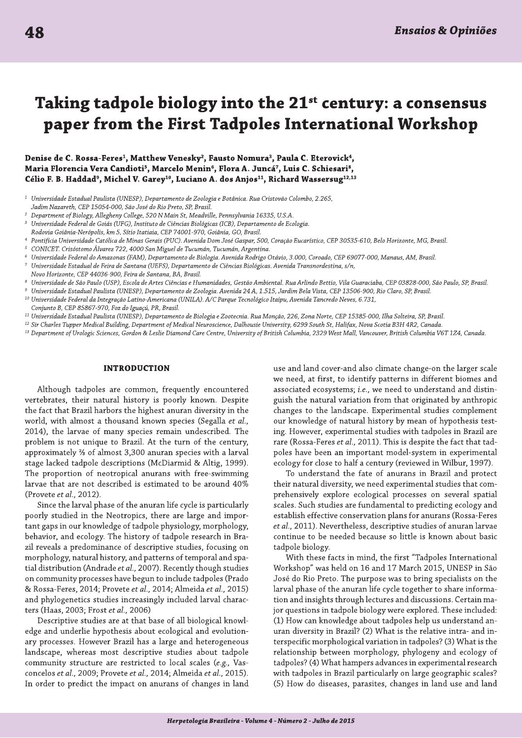# Taking tadpole biology into the 21st century: a consensus paper from the First Tadpoles International Workshop

**Denise de C. Rossa-Feres[1], Matthew Venesky[2], Fausto Nomura[3], Paula C. Eterovick[4], Maria Florencia Vera Candioti[5], Marcelo Menin[6], Flora A. Juncá[7], Luis C. Schiesari[8], Célio F. B. Haddad[9], Michel V. Garey[10], Luciano A. dos Anjos[11], Richard Wassersug[12,13]**

[1] *Universidade Estadual Paulista (UNESP), Departamento de Zoologia e Botânica. Rua Cristovão Colombo, 2.265, Jadim Nazareth, CEP 15054-000, São José do Rio Preto, SP, Brasil.*

[2] *Department of Biology, Allegheny College, 520 N Main St, Meadville, Pennsylvania 16335, U.S.A.*

[3] *Universidade Federal de Goiás (UFG), Instituto de Ciências Biológicas (ICB), Departamento de Ecologia. Rodovia Goiânia-Nerópolis, km 5, Sítio Itatiaia, CEP 74001-970, Goiânia, GO, Brasil.*

[4] *Pontifícia Universidade Católica de Minas Gerais (PUC). Avenida Dom José Gaspar, 500, Coração Eucarístico, CEP 30535-610, Belo Horizonte, MG, Brasil.*

[5] *CONICET. Crisóstomo Álvarez 722, 4000 San Miguel de Tucumán, Tucumán, Argentina.*

[6] *Universidade Federal do Amazonas (FAM), Departamento de Biologia. Avenida Rodrigo Otávio, 3.000, Coroado, CEP 69077-000, Manaus, AM, Brasil.*

[7] *Universidade Estadual de Feira de Santana (UEFS), Departamento de Ciências Biológicas. Avenida Transnordestina, s/n, Novo Horizonte, CEP 44036-900, Feira de Santana, BA, Brasil.*

[8] *Universidade de São Paulo (USP), Escola de Artes Ciências e Humanidades, Gestão Ambiental. Rua Arlindo Bettio, Vila Guaraciaba, CEP 03828-000, São Paulo, SP, Brasil.*

[9] *Universidade Estadual Paulista (UNESP), Departamento de Zoologia. Avenida 24 A, 1.515, Jardim Bela Vista, CEP 13506-900, Rio Claro, SP, Brasil.*

[10] *Universidade Federal da Integração Latino-Americana (UNILA). A/C Parque Tecnológico Itaipu, Avenida Tancredo Neves, 6.731, Conjunto B, CEP 85867-970, Foz do Iguaçú, PR, Brasil.*

[11] *Universidade Estadual Paulista (UNESP), Departamento de Biologia e Zootecnia. Rua Monção, 226, Zona Norte, CEP 15385-000, Ilha Solteira, SP, Brasil.*

[12] *Sir Charles Tupper Medical Building, Department of Medical Neuroscience, Dalhousie University, 6299 South St, Halifax, Nova Scotia B3H 4R2, Canada.*

[13] *Department of Urologic Sciences, Gordon & Leslie Diamond Care Centre, University of British Columbia, 2329 West Mall, Vancouver, British Columbia V6T 1Z4, Canada.*

## INTRODUCTION

Although tadpoles are common, frequently encountered vertebrates, their natural history is poorly known. Despite the fact that Brazil harbors the highest anuran diversity in the world, with almost a thousand known species (Segalla *et al.*, 2014), the larvae of many species remain undescribed. The problem is not unique to Brazil. At the turn of the century, approximately ⅔ of almost 3,300 anuran species with a larval stage lacked tadpole descriptions (McDiarmid & Altig, 1999). The proportion of neotropical anurans with free-swimming larvae that are not described is estimated to be around 40% (Provete *et al.*, 2012).

Since the larval phase of the anuran life cycle is particularly poorly studied in the Neotropics, there are large and important gaps in our knowledge of tadpole physiology, morphology, behavior, and ecology. The history of tadpole research in Brazil reveals a predominance of descriptive studies, focusing on morphology, natural history, and patterns of temporal and spatial distribution (Andrade *et al.*, 2007). Recently though studies on community processes have begun to include tadpoles (Prado & Rossa-Feres, 2014; Provete *et al.*, 2014; Almeida *et al.*, 2015) and phylogenetics studies increasingly included larval characters (Haas, 2003; Frost *et al.*, 2006)

Descriptive studies are at that base of all biological knowledge and underlie hypothesis about ecological and evolutionary processes. However Brazil has a large and heterogeneous landscape, whereas most descriptive studies about tadpole community structure are restricted to local scales (*e.g.*, Vasconcelos *et al.*, 2009; Provete *et al.*, 2014; Almeida *et al.*, 2015). In order to predict the impact on anurans of changes in land use and land cover-and also climate change-on the larger scale we need, at first, to identify patterns in different biomes and associated ecosystems; *i.e.*, we need to understand and distinguish the natural variation from that originated by anthropic changes to the landscape. Experimental studies complement our knowledge of natural history by mean of hypothesis testing. However, experimental studies with tadpoles in Brazil are rare (Rossa-Feres *et al.*, 2011). This is despite the fact that tadpoles have been an important model-system in experimental ecology for close to half a century (reviewed in Wilbur, 1997).

To understand the fate of anurans in Brazil and protect their natural diversity, we need experimental studies that comprehensively explore ecological processes on several spatial scales. Such studies are fundamental to predicting ecology and establish effective conservation plans for anurans (Rossa-Feres *et al.*, 2011). Nevertheless, descriptive studies of anuran larvae continue to be needed because so little is known about basic tadpole biology.

With these facts in mind, the first "Tadpoles International Workshop" was held on 16 and 17 March 2015, UNESP in São José do Rio Preto. The purpose was to bring specialists on the larval phase of the anuran life cycle together to share information and insights through lectures and discussions. Certain major questions in tadpole biology were explored. These included: (1) How can knowledge about tadpoles help us understand anuran diversity in Brazil? (2) What is the relative intra- and interspecific morphological variation in tadpoles? (3) What is the relationship between morphology, phylogeny and ecology of tadpoles? (4) What hampers advances in experimental research with tadpoles in Brazil particularly on large geographic scales? (5) How do diseases, parasites, changes in land use and land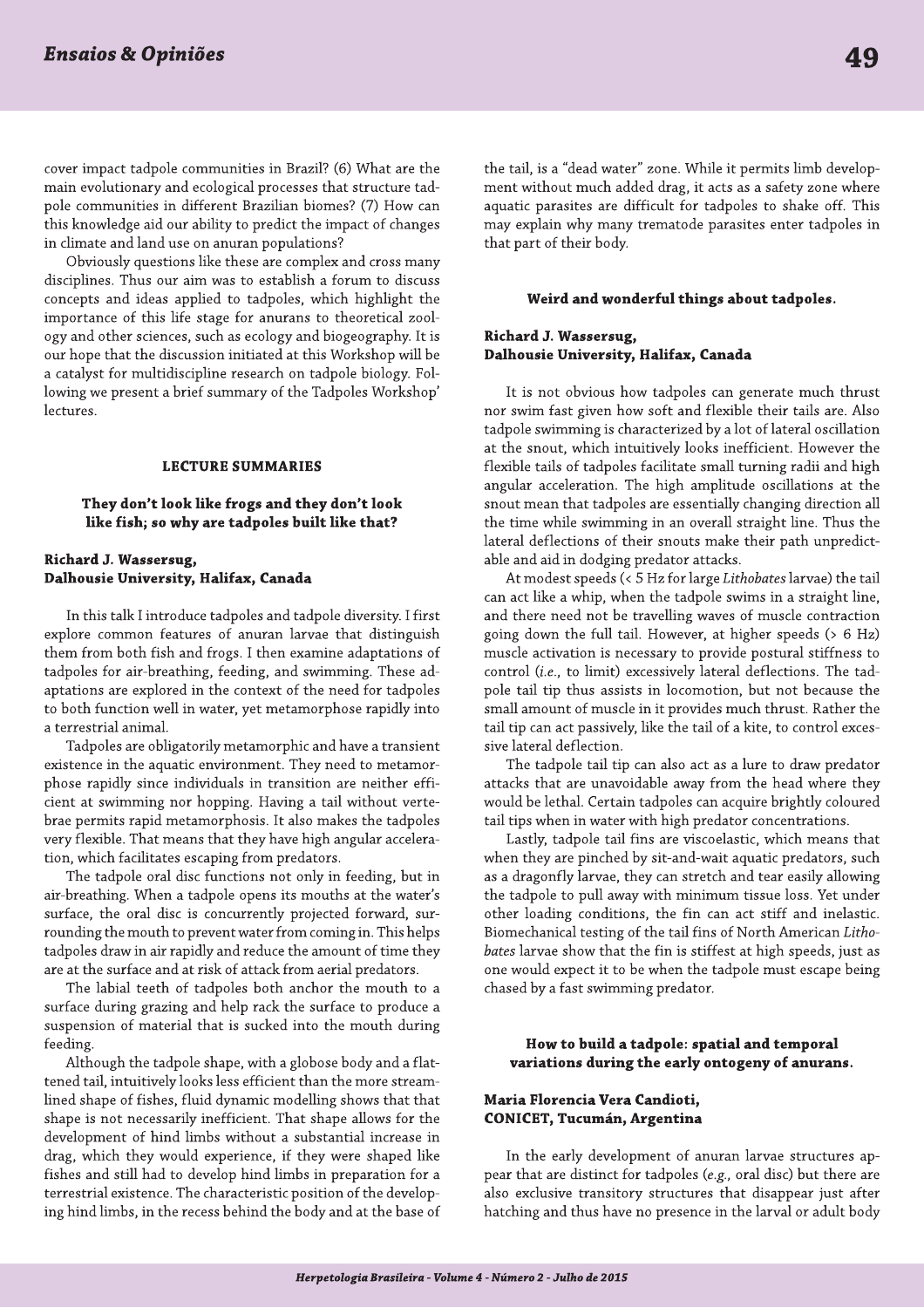cover impact tadpole communities in Brazil? (6) What are the main evolutionary and ecological processes that structure tadpole communities in different Brazilian biomes? (7) How can this knowledge aid our ability to predict the impact of changes in climate and land use on anuran populations?

Obviously questions like these are complex and cross many disciplines. Thus our aim was to establish a forum to discuss concepts and ideas applied to tadpoles, which highlight the importance of this life stage for anurans to theoretical zoology and other sciences, such as ecology and biogeography. It is our hope that the discussion initiated at this Workshop will be a catalyst for multidiscipline research on tadpole biology. Following we present a brief summary of the Tadpoles Workshop' lectures.

## LECTURE SUMMARIES

### They don't look like frogs and they don't look like fish; so why are tadpoles built like that?

**Richard J. Wassersug,**
**Dalhousie University, Halifax, Canada**

In this talk I introduce tadpoles and tadpole diversity. I first explore common features of anuran larvae that distinguish them from both fish and frogs. I then examine adaptations of tadpoles for air-breathing, feeding, and swimming. These adaptations are explored in the context of the need for tadpoles to both function well in water, yet metamorphose rapidly into a terrestrial animal.

Tadpoles are obligatorily metamorphic and have a transient existence in the aquatic environment. They need to metamorphose rapidly since individuals in transition are neither efficient at swimming nor hopping. Having a tail without vertebrae permits rapid metamorphosis. It also makes the tadpoles very flexible. That means that they have high angular acceleration, which facilitates escaping from predators.

The tadpole oral disc functions not only in feeding, but in air-breathing. When a tadpole opens its mouths at the water's surface, the oral disc is concurrently projected forward, surrounding the mouth to prevent water from coming in. This helps tadpoles draw in air rapidly and reduce the amount of time they are at the surface and at risk of attack from aerial predators.

The labial teeth of tadpoles both anchor the mouth to a surface during grazing and help rack the surface to produce a suspension of material that is sucked into the mouth during feeding.

Although the tadpole shape, with a globose body and a flattened tail, intuitively looks less efficient than the more streamlined shape of fishes, fluid dynamic modelling shows that that shape is not necessarily inefficient. That shape allows for the development of hind limbs without a substantial increase in drag, which they would experience, if they were shaped like fishes and still had to develop hind limbs in preparation for a terrestrial existence. The characteristic position of the developing hind limbs, in the recess behind the body and at the base of the tail, is a "dead water" zone. While it permits limb development without much added drag, it acts as a safety zone where aquatic parasites are difficult for tadpoles to shake off. This may explain why many trematode parasites enter tadpoles in that part of their body.

### Weird and wonderful things about tadpoles.

**Richard J. Wassersug,**
**Dalhousie University, Halifax, Canada**

It is not obvious how tadpoles can generate much thrust nor swim fast given how soft and flexible their tails are. Also tadpole swimming is characterized by a lot of lateral oscillation at the snout, which intuitively looks inefficient. However the flexible tails of tadpoles facilitate small turning radii and high angular acceleration. The high amplitude oscillations at the snout mean that tadpoles are essentially changing direction all the time while swimming in an overall straight line. Thus the lateral deflections of their snouts make their path unpredictable and aid in dodging predator attacks.

At modest speeds (< 5 Hz for large *Lithobates* larvae) the tail can act like a whip, when the tadpole swims in a straight line, and there need not be travelling waves of muscle contraction going down the full tail. However, at higher speeds (> 6 Hz) muscle activation is necessary to provide postural stiffness to control (*i.e.*, to limit) excessively lateral deflections. The tadpole tail tip thus assists in locomotion, but not because the small amount of muscle in it provides much thrust. Rather the tail tip can act passively, like the tail of a kite, to control excessive lateral deflection.

The tadpole tail tip can also act as a lure to draw predator attacks that are unavoidable away from the head where they would be lethal. Certain tadpoles can acquire brightly coloured tail tips when in water with high predator concentrations.

Lastly, tadpole tail fins are viscoelastic, which means that when they are pinched by sit-and-wait aquatic predators, such as a dragonfly larvae, they can stretch and tear easily allowing the tadpole to pull away with minimum tissue loss. Yet under other loading conditions, the fin can act stiff and inelastic. Biomechanical testing of the tail fins of North American *Lithobates* larvae show that the fin is stiffest at high speeds, just as one would expect it to be when the tadpole must escape being chased by a fast swimming predator.

### How to build a tadpole: spatial and temporal variations during the early ontogeny of anurans.

**Maria Florencia Vera Candioti,**
**CONICET, Tucumán, Argentina**

In the early development of anuran larvae structures appear that are distinct for tadpoles (*e.g.*, oral disc) but there are also exclusive transitory structures that disappear just after hatching and thus have no presence in the larval or adult body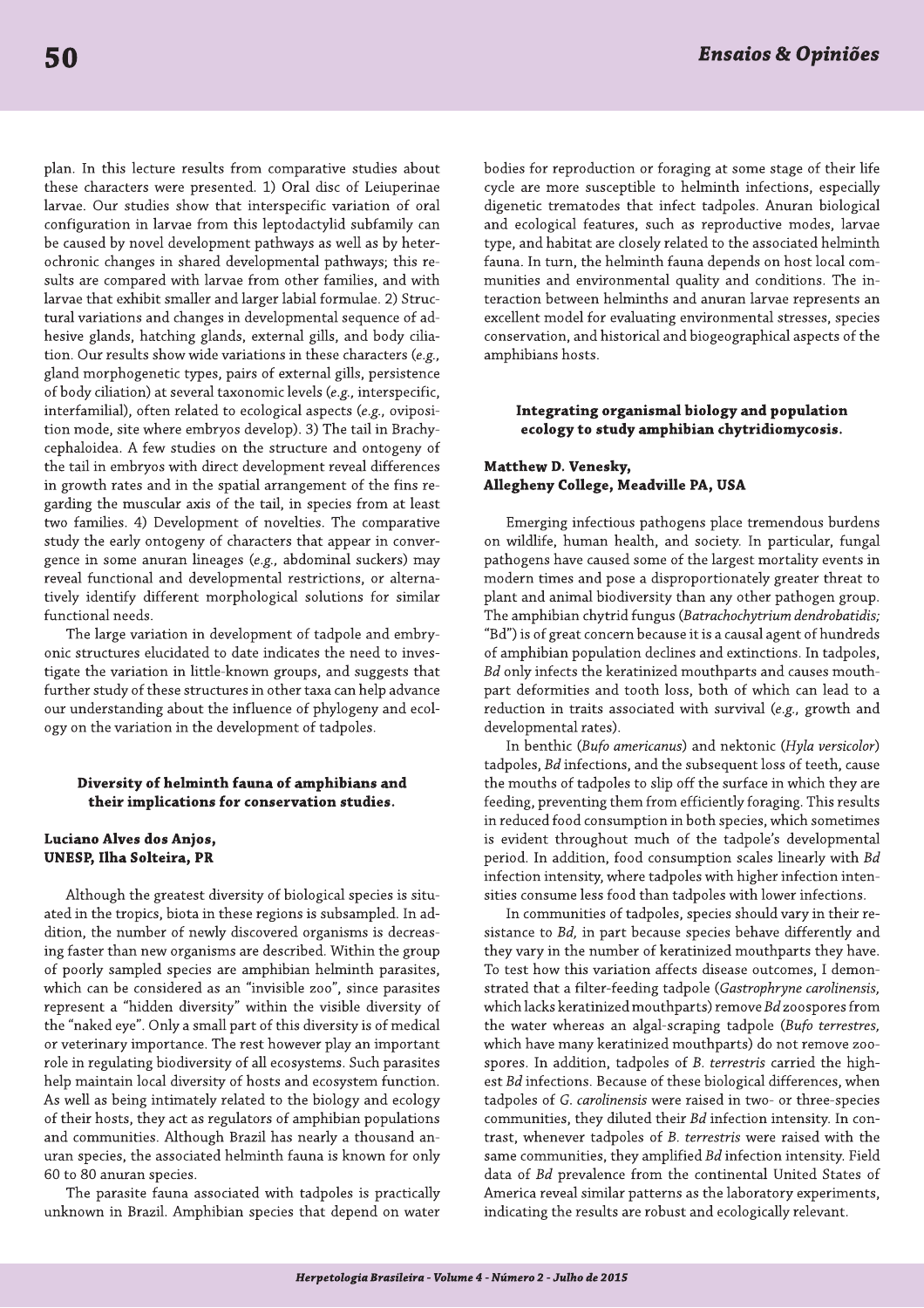plan. In this lecture results from comparative studies about these characters were presented. 1) Oral disc of Leiuperinae larvae. Our studies show that interspecific variation of oral configuration in larvae from this leptodactylid subfamily can be caused by novel development pathways as well as by heterochronic changes in shared developmental pathways; this results are compared with larvae from other families, and with larvae that exhibit smaller and larger labial formulae. 2) Structural variations and changes in developmental sequence of adhesive glands, hatching glands, external gills, and body ciliation. Our results show wide variations in these characters (*e.g.*, gland morphogenetic types, pairs of external gills, persistence of body ciliation) at several taxonomic levels (*e.g.*, interspecific, interfamilial), often related to ecological aspects (*e.g.*, oviposition mode, site where embryos develop). 3) The tail in Brachycephaloidea. A few studies on the structure and ontogeny of the tail in embryos with direct development reveal differences in growth rates and in the spatial arrangement of the fins regarding the muscular axis of the tail, in species from at least two families. 4) Development of novelties. The comparative study the early ontogeny of characters that appear in convergence in some anuran lineages (*e.g.*, abdominal suckers) may reveal functional and developmental restrictions, or alternatively identify different morphological solutions for similar functional needs.

The large variation in development of tadpole and embryonic structures elucidated to date indicates the need to investigate the variation in little-known groups, and suggests that further study of these structures in other taxa can help advance our understanding about the influence of phylogeny and ecology on the variation in the development of tadpoles.

### Diversity of helminth fauna of amphibians and their implications for conservation studies.

**Luciano Alves dos Anjos,**
**UNESP, Ilha Solteira, PR**

Although the greatest diversity of biological species is situated in the tropics, biota in these regions is subsampled. In addition, the number of newly discovered organisms is decreasing faster than new organisms are described. Within the group of poorly sampled species are amphibian helminth parasites, which can be considered as an "invisible zoo", since parasites represent a "hidden diversity" within the visible diversity of the "naked eye". Only a small part of this diversity is of medical or veterinary importance. The rest however play an important role in regulating biodiversity of all ecosystems. Such parasites help maintain local diversity of hosts and ecosystem function. As well as being intimately related to the biology and ecology of their hosts, they act as regulators of amphibian populations and communities. Although Brazil has nearly a thousand anuran species, the associated helminth fauna is known for only 60 to 80 anuran species.

The parasite fauna associated with tadpoles is practically unknown in Brazil. Amphibian species that depend on water bodies for reproduction or foraging at some stage of their life cycle are more susceptible to helminth infections, especially digenetic trematodes that infect tadpoles. Anuran biological and ecological features, such as reproductive modes, larvae type, and habitat are closely related to the associated helminth fauna. In turn, the helminth fauna depends on host local communities and environmental quality and conditions. The interaction between helminths and anuran larvae represents an excellent model for evaluating environmental stresses, species conservation, and historical and biogeographical aspects of the amphibians hosts.

### Integrating organismal biology and population ecology to study amphibian chytridiomycosis.

**Matthew D. Venesky,**
**Allegheny College, Meadville PA, USA**

Emerging infectious pathogens place tremendous burdens on wildlife, human health, and society. In particular, fungal pathogens have caused some of the largest mortality events in modern times and pose a disproportionately greater threat to plant and animal biodiversity than any other pathogen group. The amphibian chytrid fungus (*Batrachochytrium dendrobatidis;* "Bd") is of great concern because it is a causal agent of hundreds of amphibian population declines and extinctions. In tadpoles, *Bd* only infects the keratinized mouthparts and causes mouthpart deformities and tooth loss, both of which can lead to a reduction in traits associated with survival (*e.g.*, growth and developmental rates).

In benthic (*Bufo americanus*) and nektonic (*Hyla versicolor*) tadpoles, *Bd* infections, and the subsequent loss of teeth, cause the mouths of tadpoles to slip off the surface in which they are feeding, preventing them from efficiently foraging. This results in reduced food consumption in both species, which sometimes is evident throughout much of the tadpole's developmental period. In addition, food consumption scales linearly with *Bd* infection intensity, where tadpoles with higher infection intensities consume less food than tadpoles with lower infections.

In communities of tadpoles, species should vary in their resistance to *Bd,* in part because species behave differently and they vary in the number of keratinized mouthparts they have. To test how this variation affects disease outcomes, I demonstrated that a filter-feeding tadpole (*Gastrophryne carolinensis,* which lacks keratinized mouthparts) remove *Bd* zoospores from the water whereas an algal-scraping tadpole (*Bufo terrestres,* which have many keratinized mouthparts) do not remove zoospores. In addition, tadpoles of *B. terrestris* carried the highest *Bd* infections. Because of these biological differences, when tadpoles of *G. carolinensis* were raised in two- or three-species communities, they diluted their *Bd* infection intensity. In contrast, whenever tadpoles of *B. terrestris* were raised with the same communities, they amplified *Bd* infection intensity. Field data of *Bd* prevalence from the continental United States of America reveal similar patterns as the laboratory experiments, indicating the results are robust and ecologically relevant.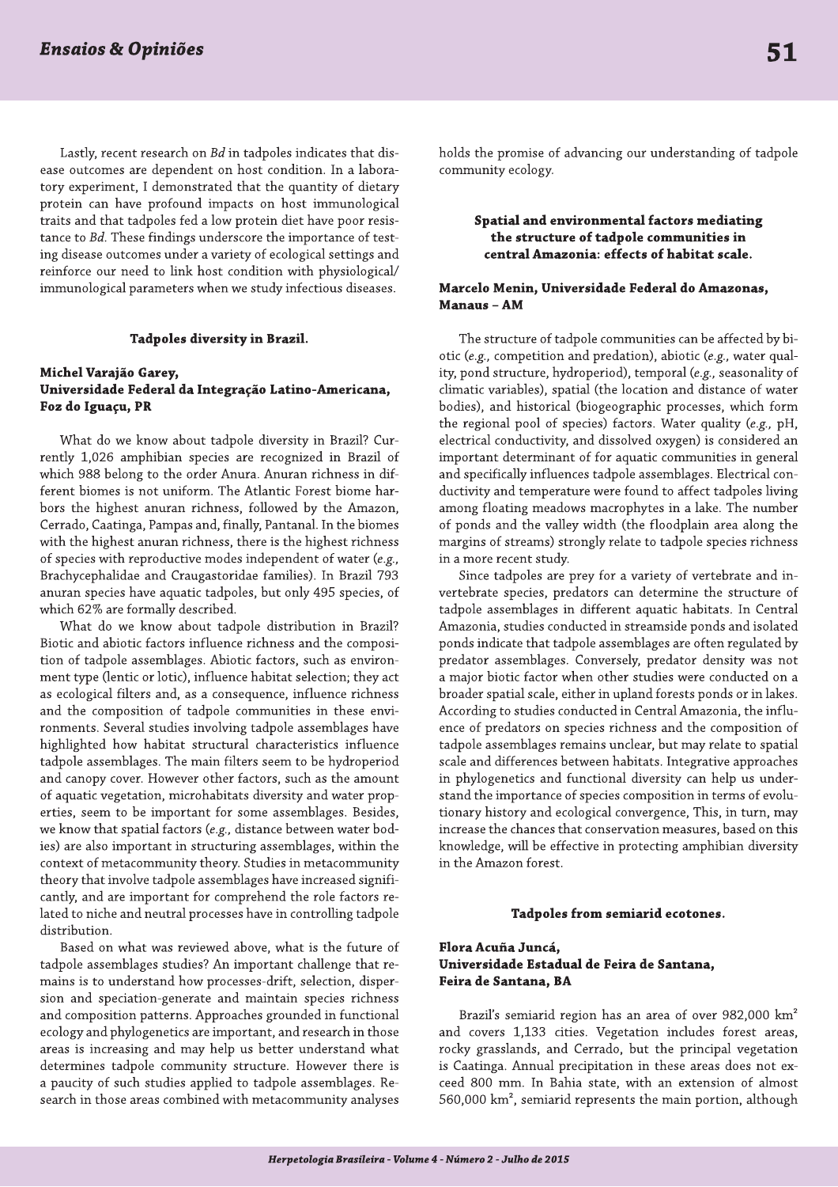Lastly, recent research on *Bd* in tadpoles indicates that disease outcomes are dependent on host condition. In a laboratory experiment, I demonstrated that the quantity of dietary protein can have profound impacts on host immunological traits and that tadpoles fed a low protein diet have poor resistance to *Bd*. These findings underscore the importance of testing disease outcomes under a variety of ecological settings and reinforce our need to link host condition with physiological/immunological parameters when we study infectious diseases.

### Tadpoles diversity in Brazil.

**Michel Varajão Garey, Universidade Federal da Integração Latino-Americana, Foz do Iguaçu, PR**

What do we know about tadpole diversity in Brazil? Currently 1,026 amphibian species are recognized in Brazil of which 988 belong to the order Anura. Anuran richness in different biomes is not uniform. The Atlantic Forest biome harbors the highest anuran richness, followed by the Amazon, Cerrado, Caatinga, Pampas and, finally, Pantanal. In the biomes with the highest anuran richness, there is the highest richness of species with reproductive modes independent of water (*e.g.*, Brachycephalidae and Craugastoridae families). In Brazil 793 anuran species have aquatic tadpoles, but only 495 species, of which 62% are formally described.

What do we know about tadpole distribution in Brazil? Biotic and abiotic factors influence richness and the composition of tadpole assemblages. Abiotic factors, such as environment type (lentic or lotic), influence habitat selection; they act as ecological filters and, as a consequence, influence richness and the composition of tadpole communities in these environments. Several studies involving tadpole assemblages have highlighted how habitat structural characteristics influence tadpole assemblages. The main filters seem to be hydroperiod and canopy cover. However other factors, such as the amount of aquatic vegetation, microhabitats diversity and water properties, seem to be important for some assemblages. Besides, we know that spatial factors (*e.g.*, distance between water bodies) are also important in structuring assemblages, within the context of metacommunity theory. Studies in metacommunity theory that involve tadpole assemblages have increased significantly, and are important for comprehend the role factors related to niche and neutral processes have in controlling tadpole distribution.

Based on what was reviewed above, what is the future of tadpole assemblages studies? An important challenge that remains is to understand how processes-drift, selection, dispersion and speciation-generate and maintain species richness and composition patterns. Approaches grounded in functional ecology and phylogenetics are important, and research in those areas is increasing and may help us better understand what determines tadpole community structure. However there is a paucity of such studies applied to tadpole assemblages. Research in those areas combined with metacommunity analyses holds the promise of advancing our understanding of tadpole community ecology.

### Spatial and environmental factors mediating the structure of tadpole communities in central Amazonia: effects of habitat scale.

**Marcelo Menin, Universidade Federal do Amazonas, Manaus – AM**

The structure of tadpole communities can be affected by biotic (*e.g.*, competition and predation), abiotic (*e.g.*, water quality, pond structure, hydroperiod), temporal (*e.g.*, seasonality of climatic variables), spatial (the location and distance of water bodies), and historical (biogeographic processes, which form the regional pool of species) factors. Water quality (*e.g.*, pH, electrical conductivity, and dissolved oxygen) is considered an important determinant of for aquatic communities in general and specifically influences tadpole assemblages. Electrical conductivity and temperature were found to affect tadpoles living among floating meadows macrophytes in a lake. The number of ponds and the valley width (the floodplain area along the margins of streams) strongly relate to tadpole species richness in a more recent study.

Since tadpoles are prey for a variety of vertebrate and invertebrate species, predators can determine the structure of tadpole assemblages in different aquatic habitats. In Central Amazonia, studies conducted in streamside ponds and isolated ponds indicate that tadpole assemblages are often regulated by predator assemblages. Conversely, predator density was not a major biotic factor when other studies were conducted on a broader spatial scale, either in upland forests ponds or in lakes. According to studies conducted in Central Amazonia, the influence of predators on species richness and the composition of tadpole assemblages remains unclear, but may relate to spatial scale and differences between habitats. Integrative approaches in phylogenetics and functional diversity can help us understand the importance of species composition in terms of evolutionary history and ecological convergence, This, in turn, may increase the chances that conservation measures, based on this knowledge, will be effective in protecting amphibian diversity in the Amazon forest.

### Tadpoles from semiarid ecotones.

**Flora Acuña Juncá, Universidade Estadual de Feira de Santana, Feira de Santana, BA**

Brazil's semiarid region has an area of over 982,000 km² and covers 1,133 cities. Vegetation includes forest areas, rocky grasslands, and Cerrado, but the principal vegetation is Caatinga. Annual precipitation in these areas does not exceed 800 mm. In Bahia state, with an extension of almost 560,000 km², semiarid represents the main portion, although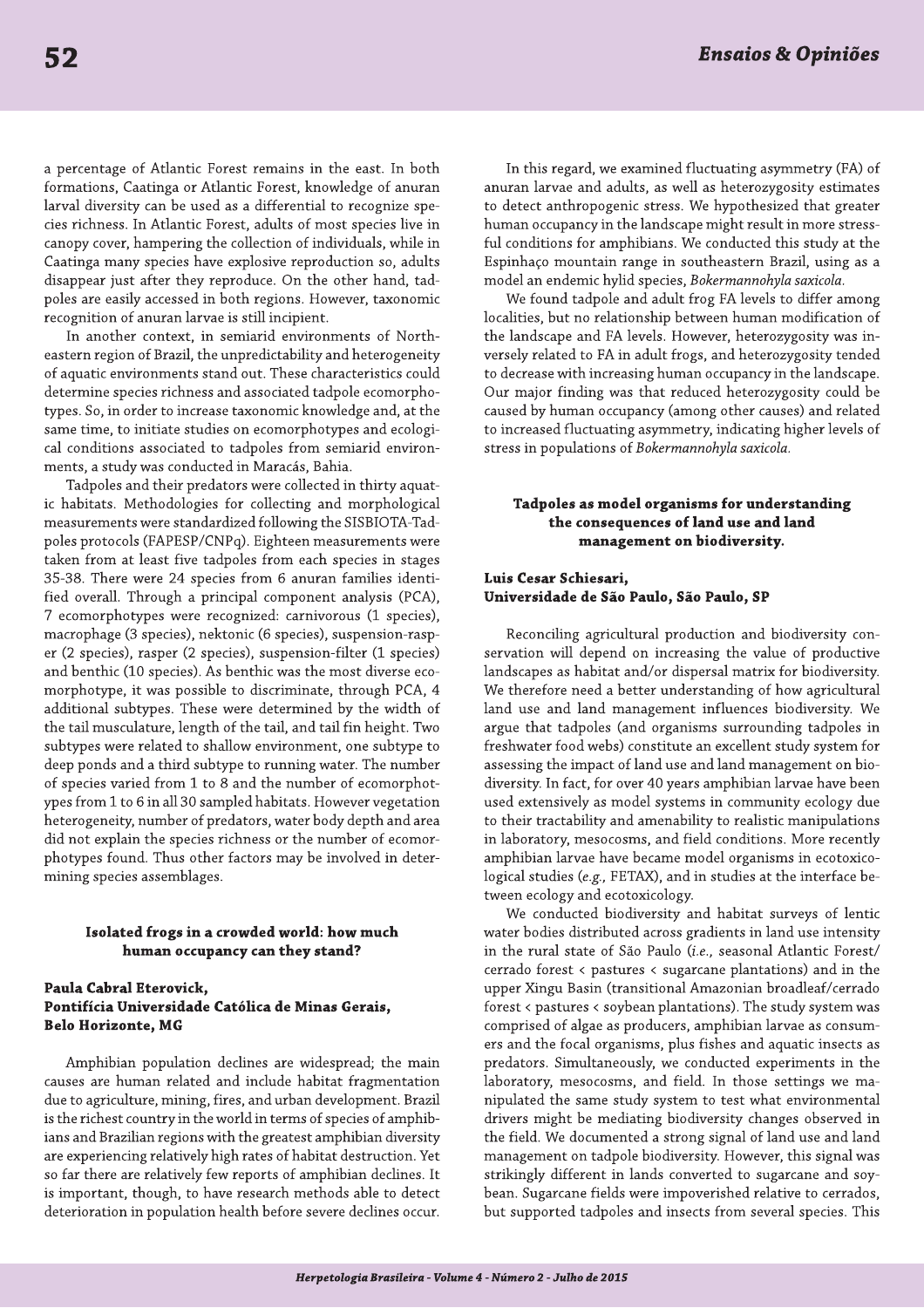a percentage of Atlantic Forest remains in the east. In both formations, Caatinga or Atlantic Forest, knowledge of anuran larval diversity can be used as a differential to recognize species richness. In Atlantic Forest, adults of most species live in canopy cover, hampering the collection of individuals, while in Caatinga many species have explosive reproduction so, adults disappear just after they reproduce. On the other hand, tadpoles are easily accessed in both regions. However, taxonomic recognition of anuran larvae is still incipient.

In another context, in semiarid environments of Northeastern region of Brazil, the unpredictability and heterogeneity of aquatic environments stand out. These characteristics could determine species richness and associated tadpole ecomorphotypes. So, in order to increase taxonomic knowledge and, at the same time, to initiate studies on ecomorphotypes and ecological conditions associated to tadpoles from semiarid environments, a study was conducted in Maracás, Bahia.

Tadpoles and their predators were collected in thirty aquatic habitats. Methodologies for collecting and morphological measurements were standardized following the SISBIOTA-Tadpoles protocols (FAPESP/CNPq). Eighteen measurements were taken from at least five tadpoles from each species in stages 35-38. There were 24 species from 6 anuran families identified overall. Through a principal component analysis (PCA), 7 ecomorphotypes were recognized: carnivorous (1 species), macrophage (3 species), nektonic (6 species), suspension-rasper (2 species), rasper (2 species), suspension-filter (1 species) and benthic (10 species). As benthic was the most diverse ecomorphotype, it was possible to discriminate, through PCA, 4 additional subtypes. These were determined by the width of the tail musculature, length of the tail, and tail fin height. Two subtypes were related to shallow environment, one subtype to deep ponds and a third subtype to running water. The number of species varied from 1 to 8 and the number of ecomorphotypes from 1 to 6 in all 30 sampled habitats. However vegetation heterogeneity, number of predators, water body depth and area did not explain the species richness or the number of ecomorphotypes found. Thus other factors may be involved in determining species assemblages.

### Isolated frogs in a crowded world: how much human occupancy can they stand?

**Paula Cabral Eterovick,**
**Pontifícia Universidade Católica de Minas Gerais, Belo Horizonte, MG**

Amphibian population declines are widespread; the main causes are human related and include habitat fragmentation due to agriculture, mining, fires, and urban development. Brazil is the richest country in the world in terms of species of amphibians and Brazilian regions with the greatest amphibian diversity are experiencing relatively high rates of habitat destruction. Yet so far there are relatively few reports of amphibian declines. It is important, though, to have research methods able to detect deterioration in population health before severe declines occur.

In this regard, we examined fluctuating asymmetry (FA) of anuran larvae and adults, as well as heterozygosity estimates to detect anthropogenic stress. We hypothesized that greater human occupancy in the landscape might result in more stressful conditions for amphibians. We conducted this study at the Espinhaço mountain range in southeastern Brazil, using as a model an endemic hylid species, *Bokermannohyla saxicola*.

We found tadpole and adult frog FA levels to differ among localities, but no relationship between human modification of the landscape and FA levels. However, heterozygosity was inversely related to FA in adult frogs, and heterozygosity tended to decrease with increasing human occupancy in the landscape. Our major finding was that reduced heterozygosity could be caused by human occupancy (among other causes) and related to increased fluctuating asymmetry, indicating higher levels of stress in populations of *Bokermannohyla saxicola*.

### Tadpoles as model organisms for understanding the consequences of land use and land management on biodiversity.

**Luis Cesar Schiesari,**
**Universidade de São Paulo, São Paulo, SP**

Reconciling agricultural production and biodiversity conservation will depend on increasing the value of productive landscapes as habitat and/or dispersal matrix for biodiversity. We therefore need a better understanding of how agricultural land use and land management influences biodiversity. We argue that tadpoles (and organisms surrounding tadpoles in freshwater food webs) constitute an excellent study system for assessing the impact of land use and land management on biodiversity. In fact, for over 40 years amphibian larvae have been used extensively as model systems in community ecology due to their tractability and amenability to realistic manipulations in laboratory, mesocosms, and field conditions. More recently amphibian larvae have became model organisms in ecotoxicological studies (*e.g.*, FETAX), and in studies at the interface between ecology and ecotoxicology.

We conducted biodiversity and habitat surveys of lentic water bodies distributed across gradients in land use intensity in the rural state of São Paulo (*i.e.*, seasonal Atlantic Forest/cerrado forest < pastures < sugarcane plantations) and in the upper Xingu Basin (transitional Amazonian broadleaf/cerrado forest < pastures < soybean plantations). The study system was comprised of algae as producers, amphibian larvae as consumers and the focal organisms, plus fishes and aquatic insects as predators. Simultaneously, we conducted experiments in the laboratory, mesocosms, and field. In those settings we manipulated the same study system to test what environmental drivers might be mediating biodiversity changes observed in the field. We documented a strong signal of land use and land management on tadpole biodiversity. However, this signal was strikingly different in lands converted to sugarcane and soybean. Sugarcane fields were impoverished relative to cerrados, but supported tadpoles and insects from several species. This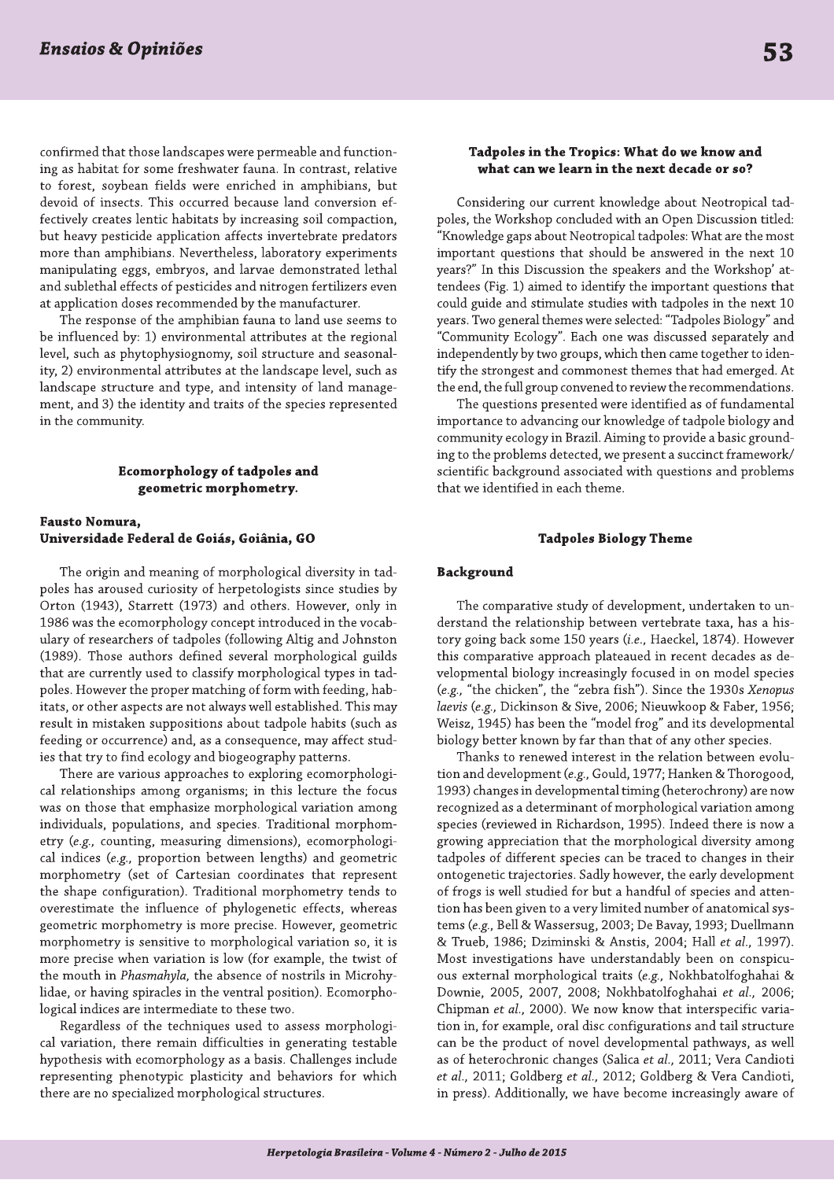confirmed that those landscapes were permeable and functioning as habitat for some freshwater fauna. In contrast, relative to forest, soybean fields were enriched in amphibians, but devoid of insects. This occurred because land conversion effectively creates lentic habitats by increasing soil compaction, but heavy pesticide application affects invertebrate predators more than amphibians. Nevertheless, laboratory experiments manipulating eggs, embryos, and larvae demonstrated lethal and sublethal effects of pesticides and nitrogen fertilizers even at application doses recommended by the manufacturer.

The response of the amphibian fauna to land use seems to be influenced by: 1) environmental attributes at the regional level, such as phytophysiognomy, soil structure and seasonality, 2) environmental attributes at the landscape level, such as landscape structure and type, and intensity of land management, and 3) the identity and traits of the species represented in the community.

## Ecomorphology of tadpoles and geometric morphometry.

**Fausto Nomura,**
**Universidade Federal de Goiás, Goiânia, GO**

The origin and meaning of morphological diversity in tadpoles has aroused curiosity of herpetologists since studies by Orton (1943), Starrett (1973) and others. However, only in 1986 was the ecomorphology concept introduced in the vocabulary of researchers of tadpoles (following Altig and Johnston (1989). Those authors defined several morphological guilds that are currently used to classify morphological types in tadpoles. However the proper matching of form with feeding, habitats, or other aspects are not always well established. This may result in mistaken suppositions about tadpole habits (such as feeding or occurrence) and, as a consequence, may affect studies that try to find ecology and biogeography patterns.

There are various approaches to exploring ecomorphological relationships among organisms; in this lecture the focus was on those that emphasize morphological variation among individuals, populations, and species. Traditional morphometry (*e.g.,* counting, measuring dimensions), ecomorphological indices (*e.g.,* proportion between lengths) and geometric morphometry (set of Cartesian coordinates that represent the shape configuration). Traditional morphometry tends to overestimate the influence of phylogenetic effects, whereas geometric morphometry is more precise. However, geometric morphometry is sensitive to morphological variation so, it is more precise when variation is low (for example, the twist of the mouth in *Phasmahyla*, the absence of nostrils in Microhylidae, or having spiracles in the ventral position). Ecomorphological indices are intermediate to these two.

Regardless of the techniques used to assess morphological variation, there remain difficulties in generating testable hypothesis with ecomorphology as a basis. Challenges include representing phenotypic plasticity and behaviors for which there are no specialized morphological structures.

## Tadpoles in the Tropics: What do we know and what can we learn in the next decade or so?

Considering our current knowledge about Neotropical tadpoles, the Workshop concluded with an Open Discussion titled: "Knowledge gaps about Neotropical tadpoles: What are the most important questions that should be answered in the next 10 years?" In this Discussion the speakers and the Workshop' attendees (Fig. 1) aimed to identify the important questions that could guide and stimulate studies with tadpoles in the next 10 years. Two general themes were selected: "Tadpoles Biology" and "Community Ecology". Each one was discussed separately and independently by two groups, which then came together to identify the strongest and commonest themes that had emerged. At the end, the full group convened to review the recommendations.

The questions presented were identified as of fundamental importance to advancing our knowledge of tadpole biology and community ecology in Brazil. Aiming to provide a basic grounding to the problems detected, we present a succinct framework/scientific background associated with questions and problems that we identified in each theme.

## Tadpoles Biology Theme

### Background

The comparative study of development, undertaken to understand the relationship between vertebrate taxa, has a history going back some 150 years (*i.e.,* Haeckel, 1874). However this comparative approach plateaued in recent decades as developmental biology increasingly focused in on model species (*e.g.,* "the chicken", the "zebra fish"). Since the 1930s *Xenopus laevis* (*e.g.,* Dickinson & Sive, 2006; Nieuwkoop & Faber, 1956; Weisz, 1945) has been the "model frog" and its developmental biology better known by far than that of any other species.

Thanks to renewed interest in the relation between evolution and development (*e.g.,* Gould, 1977; Hanken & Thorogood, 1993) changes in developmental timing (heterochrony) are now recognized as a determinant of morphological variation among species (reviewed in Richardson, 1995). Indeed there is now a growing appreciation that the morphological diversity among tadpoles of different species can be traced to changes in their ontogenetic trajectories. Sadly however, the early development of frogs is well studied for but a handful of species and attention has been given to a very limited number of anatomical systems (*e.g.,* Bell & Wassersug, 2003; De Bavay, 1993; Duellmann & Trueb, 1986; Dziminski & Anstis, 2004; Hall *et al.,* 1997). Most investigations have understandably been on conspicuous external morphological traits (*e.g.,* Nokhbatolfoghahai & Downie, 2005, 2007, 2008; Nokhbatolfoghahai *et al.,* 2006; Chipman *et al.,* 2000). We now know that interspecific variation in, for example, oral disc configurations and tail structure can be the product of novel developmental pathways, as well as of heterochronic changes (Salica *et al.,* 2011; Vera Candioti *et al.,* 2011; Goldberg *et al.,* 2012; Goldberg & Vera Candioti, in press). Additionally, we have become increasingly aware of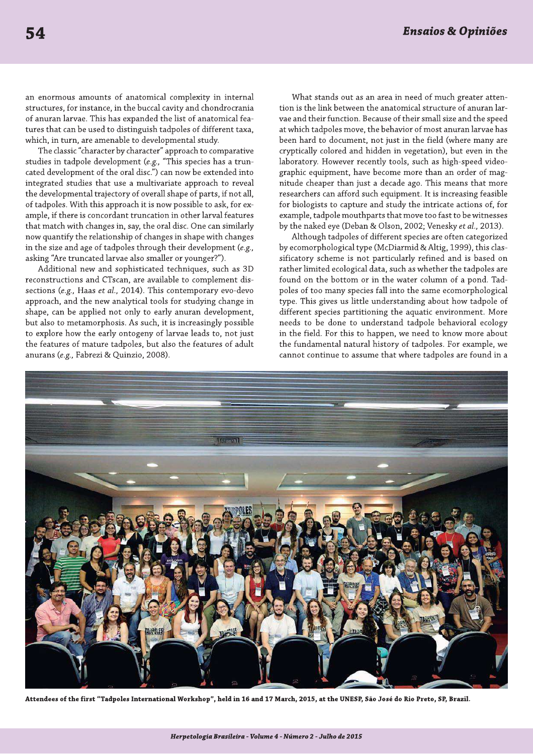an enormous amounts of anatomical complexity in internal structures, for instance, in the buccal cavity and chondrocrania of anuran larvae. This has expanded the list of anatomical features that can be used to distinguish tadpoles of different taxa, which, in turn, are amenable to developmental study.

The classic "character by character" approach to comparative studies in tadpole development (*e.g.*, "This species has a truncated development of the oral disc.") can now be extended into integrated studies that use a multivariate approach to reveal the developmental trajectory of overall shape of parts, if not all, of tadpoles. With this approach it is now possible to ask, for example, if there is concordant truncation in other larval features that match with changes in, say, the oral disc. One can similarly now quantify the relationship of changes in shape with changes in the size and age of tadpoles through their development (*e.g.*, asking "Are truncated larvae also smaller or younger?").

Additional new and sophisticated techniques, such as 3D reconstructions and CTscan, are available to complement dissections (*e.g.*, Haas *et al.*, 2014). This contemporary evo-devo approach, and the new analytical tools for studying change in shape, can be applied not only to early anuran development, but also to metamorphosis. As such, it is increasingly possible to explore how the early ontogeny of larvae leads to, not just the features of mature tadpoles, but also the features of adult anurans (*e.g.*, Fabrezi & Quinzio, 2008).

What stands out as an area in need of much greater attention is the link between the anatomical structure of anuran larvae and their function. Because of their small size and the speed at which tadpoles move, the behavior of most anuran larvae has been hard to document, not just in the field (where many are cryptically colored and hidden in vegetation), but even in the laboratory. However recently tools, such as high-speed videographic equipment, have become more than an order of magnitude cheaper than just a decade ago. This means that more researchers can afford such equipment. It is increasing feasible for biologists to capture and study the intricate actions of, for example, tadpole mouthparts that move too fast to be witnesses by the naked eye (Deban & Olson, 2002; Venesky *et al.*, 2013).

Although tadpoles of different species are often categorized by ecomorphological type (McDiarmid & Altig, 1999), this classificatory scheme is not particularly refined and is based on rather limited ecological data, such as whether the tadpoles are found on the bottom or in the water column of a pond. Tadpoles of too many species fall into the same ecomorphological type. This gives us little understanding about how tadpole of different species partitioning the aquatic environment. More needs to be done to understand tadpole behavioral ecology in the field. For this to happen, we need to know more about the fundamental natural history of tadpoles. For example, we cannot continue to assume that where tadpoles are found in a

**Attendees of the first "Tadpoles International Workshop", held in 16 and 17 March, 2015, at the UNESP, São José do Rio Preto, SP, Brazil.**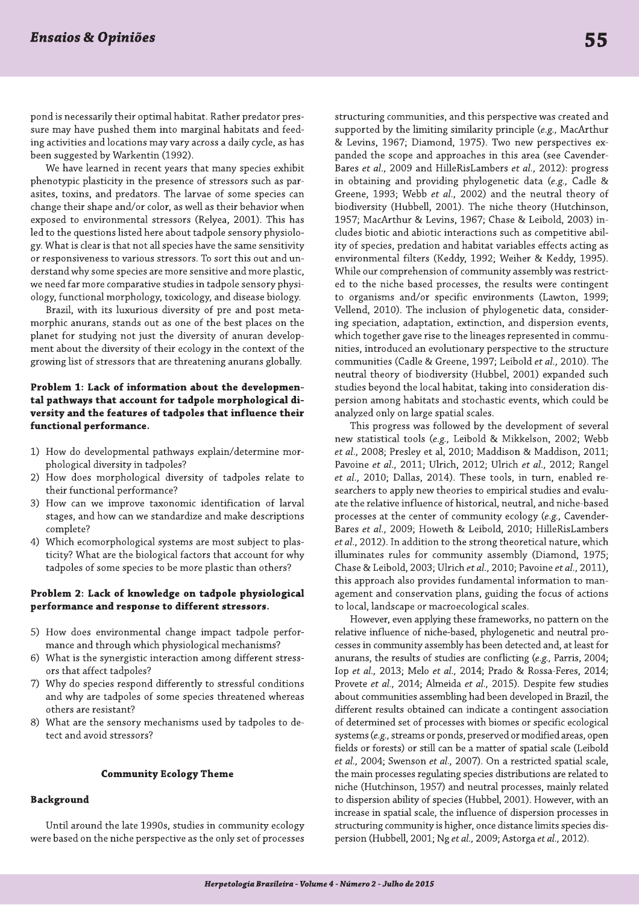pond is necessarily their optimal habitat. Rather predator pressure may have pushed them into marginal habitats and feeding activities and locations may vary across a daily cycle, as has been suggested by Warkentin (1992).

We have learned in recent years that many species exhibit phenotypic plasticity in the presence of stressors such as parasites, toxins, and predators. The larvae of some species can change their shape and/or color, as well as their behavior when exposed to environmental stressors (Relyea, 2001). This has led to the questions listed here about tadpole sensory physiology. What is clear is that not all species have the same sensitivity or responsiveness to various stressors. To sort this out and understand why some species are more sensitive and more plastic, we need far more comparative studies in tadpole sensory physiology, functional morphology, toxicology, and disease biology.

Brazil, with its luxurious diversity of pre and post metamorphic anurans, stands out as one of the best places on the planet for studying not just the diversity of anuran development about the diversity of their ecology in the context of the growing list of stressors that are threatening anurans globally.

**Problem 1: Lack of information about the developmental pathways that account for tadpole morphological diversity and the features of tadpoles that influence their functional performance.**

1) How do developmental pathways explain/determine morphological diversity in tadpoles?
2) How does morphological diversity of tadpoles relate to their functional performance?
3) How can we improve taxonomic identification of larval stages, and how can we standardize and make descriptions complete?
4) Which ecomorphological systems are most subject to plasticity? What are the biological factors that account for why tadpoles of some species to be more plastic than others?

**Problem 2: Lack of knowledge on tadpole physiological performance and response to different stressors.**

5) How does environmental change impact tadpole performance and through which physiological mechanisms?
6) What is the synergistic interaction among different stressors that affect tadpoles?
7) Why do species respond differently to stressful conditions and why are tadpoles of some species threatened whereas others are resistant?
8) What are the sensory mechanisms used by tadpoles to detect and avoid stressors?

## Community Ecology Theme

### Background

Until around the late 1990s, studies in community ecology were based on the niche perspective as the only set of processes structuring communities, and this perspective was created and supported by the limiting similarity principle (*e.g.*, MacArthur & Levins, 1967; Diamond, 1975). Two new perspectives expanded the scope and approaches in this area (see Cavender-Bares *et al.*, 2009 and HilleRisLambers *et al.*, 2012): progress in obtaining and providing phylogenetic data (*e.g.*, Cadle & Greene, 1993; Webb *et al.*, 2002) and the neutral theory of biodiversity (Hubbell, 2001). The niche theory (Hutchinson, 1957; MacArthur & Levins, 1967; Chase & Leibold, 2003) includes biotic and abiotic interactions such as competitive ability of species, predation and habitat variables effects acting as environmental filters (Keddy, 1992; Weiher & Keddy, 1995). While our comprehension of community assembly was restricted to the niche based processes, the results were contingent to organisms and/or specific environments (Lawton, 1999; Vellend, 2010). The inclusion of phylogenetic data, considering speciation, adaptation, extinction, and dispersion events, which together gave rise to the lineages represented in communities, introduced an evolutionary perspective to the structure communities (Cadle & Greene, 1997; Leibold *et al.*, 2010). The neutral theory of biodiversity (Hubbel, 2001) expanded such studies beyond the local habitat, taking into consideration dispersion among habitats and stochastic events, which could be analyzed only on large spatial scales.

This progress was followed by the development of several new statistical tools (*e.g.*, Leibold & Mikkelson, 2002; Webb *et al.*, 2008; Presley et al, 2010; Maddison & Maddison, 2011; Pavoine *et al.*, 2011; Ulrich, 2012; Ulrich *et al.*, 2012; Rangel *et al.*, 2010; Dallas, 2014). These tools, in turn, enabled researchers to apply new theories to empirical studies and evaluate the relative influence of historical, neutral, and niche-based processes at the center of community ecology (*e.g.*, Cavender-Bares *et al.*, 2009; Howeth & Leibold, 2010; HilleRisLambers *et al.*, 2012). In addition to the strong theoretical nature, which illuminates rules for community assembly (Diamond, 1975; Chase & Leibold, 2003; Ulrich *et al.*, 2010; Pavoine *et al.*, 2011), this approach also provides fundamental information to management and conservation plans, guiding the focus of actions to local, landscape or macroecological scales.

However, even applying these frameworks, no pattern on the relative influence of niche-based, phylogenetic and neutral processes in community assembly has been detected and, at least for anurans, the results of studies are conflicting (*e.g.*, Parris, 2004; Iop *et al.*, 2013; Melo *et al.*, 2014; Prado & Rossa-Feres, 2014; Provete *et al.*, 2014; Almeida *et al.*, 2015). Despite few studies about communities assembling had been developed in Brazil, the different results obtained can indicate a contingent association of determined set of processes with biomes or specific ecological systems (*e.g.*, streams or ponds, preserved or modified areas, open fields or forests) or still can be a matter of spatial scale (Leibold *et al.*, 2004; Swenson *et al.*, 2007). On a restricted spatial scale, the main processes regulating species distributions are related to niche (Hutchinson, 1957) and neutral processes, mainly related to dispersion ability of species (Hubbel, 2001). However, with an increase in spatial scale, the influence of dispersion processes in structuring community is higher, once distance limits species dispersion (Hubbell, 2001; Ng *et al.*, 2009; Astorga *et al.*, 2012).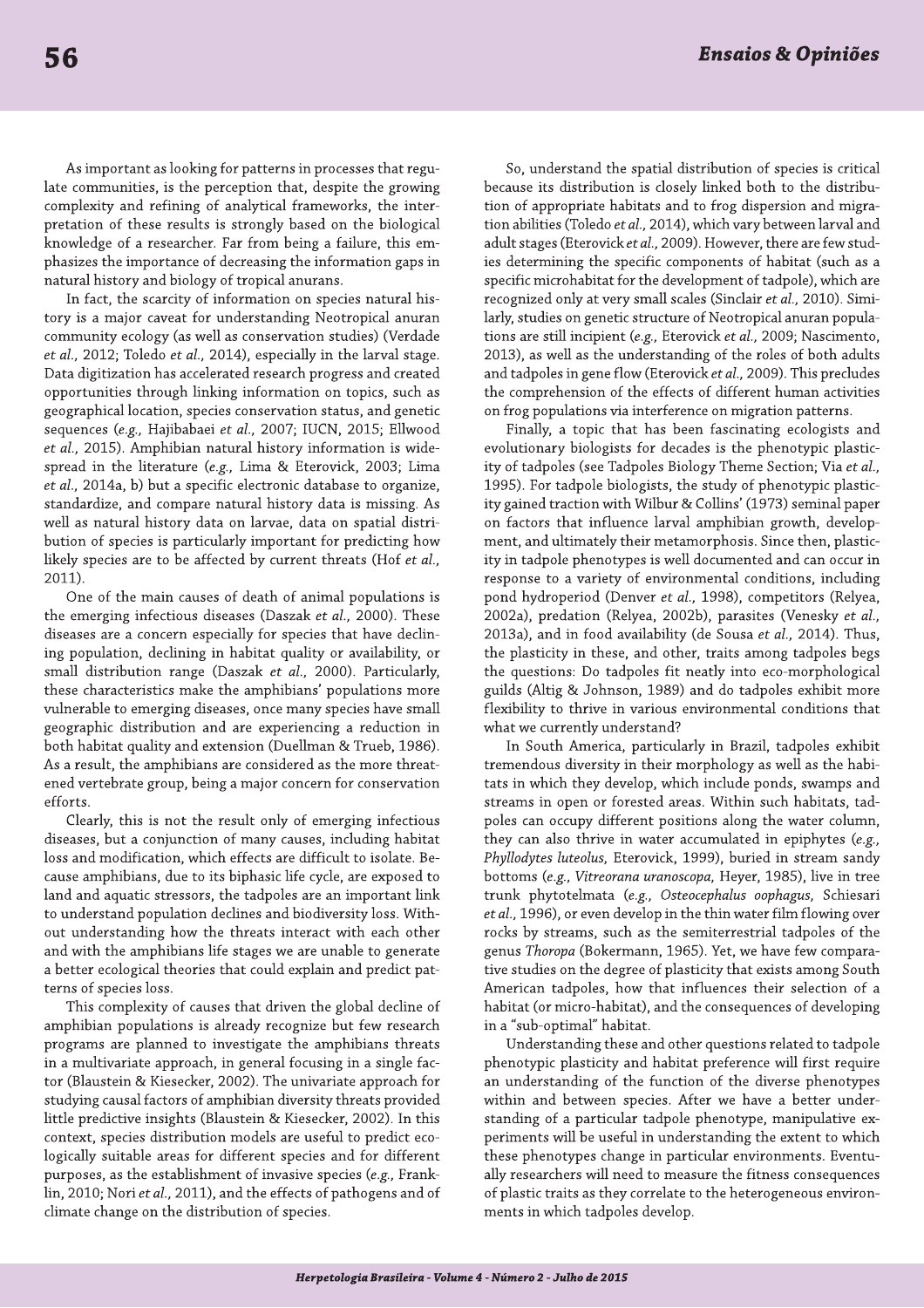As important as looking for patterns in processes that regulate communities, is the perception that, despite the growing complexity and refining of analytical frameworks, the interpretation of these results is strongly based on the biological knowledge of a researcher. Far from being a failure, this emphasizes the importance of decreasing the information gaps in natural history and biology of tropical anurans.

In fact, the scarcity of information on species natural history is a major caveat for understanding Neotropical anuran community ecology (as well as conservation studies) (Verdade *et al.*, 2012; Toledo *et al.*, 2014), especially in the larval stage. Data digitization has accelerated research progress and created opportunities through linking information on topics, such as geographical location, species conservation status, and genetic sequences (*e.g.*, Hajibabaei *et al.*, 2007; IUCN, 2015; Ellwood *et al.*, 2015). Amphibian natural history information is widespread in the literature (*e.g.*, Lima & Eterovick, 2003; Lima *et al.*, 2014a, b) but a specific electronic database to organize, standardize, and compare natural history data is missing. As well as natural history data on larvae, data on spatial distribution of species is particularly important for predicting how likely species are to be affected by current threats (Hof *et al.*, 2011).

One of the main causes of death of animal populations is the emerging infectious diseases (Daszak *et al.*, 2000). These diseases are a concern especially for species that have declining population, declining in habitat quality or availability, or small distribution range (Daszak *et al.*, 2000). Particularly, these characteristics make the amphibians' populations more vulnerable to emerging diseases, once many species have small geographic distribution and are experiencing a reduction in both habitat quality and extension (Duellman & Trueb, 1986). As a result, the amphibians are considered as the more threatened vertebrate group, being a major concern for conservation efforts.

Clearly, this is not the result only of emerging infectious diseases, but a conjunction of many causes, including habitat loss and modification, which effects are difficult to isolate. Because amphibians, due to its biphasic life cycle, are exposed to land and aquatic stressors, the tadpoles are an important link to understand population declines and biodiversity loss. Without understanding how the threats interact with each other and with the amphibians life stages we are unable to generate a better ecological theories that could explain and predict patterns of species loss.

This complexity of causes that driven the global decline of amphibian populations is already recognize but few research programs are planned to investigate the amphibians threats in a multivariate approach, in general focusing in a single factor (Blaustein & Kiesecker, 2002). The univariate approach for studying causal factors of amphibian diversity threats provided little predictive insights (Blaustein & Kiesecker, 2002). In this context, species distribution models are useful to predict ecologically suitable areas for different species and for different purposes, as the establishment of invasive species (*e.g.*, Franklin, 2010; Nori *et al.*, 2011), and the effects of pathogens and of climate change on the distribution of species.

So, understand the spatial distribution of species is critical because its distribution is closely linked both to the distribution of appropriate habitats and to frog dispersion and migration abilities (Toledo *et al.*, 2014), which vary between larval and adult stages (Eterovick *et al.*, 2009). However, there are few studies determining the specific components of habitat (such as a specific microhabitat for the development of tadpole), which are recognized only at very small scales (Sinclair *et al.*, 2010). Similarly, studies on genetic structure of Neotropical anuran populations are still incipient (*e.g.*, Eterovick *et al.*, 2009; Nascimento, 2013), as well as the understanding of the roles of both adults and tadpoles in gene flow (Eterovick *et al.*, 2009). This precludes the comprehension of the effects of different human activities on frog populations via interference on migration patterns.

Finally, a topic that has been fascinating ecologists and evolutionary biologists for decades is the phenotypic plasticity of tadpoles (see Tadpoles Biology Theme Section; Via *et al.*, 1995). For tadpole biologists, the study of phenotypic plasticity gained traction with Wilbur & Collins' (1973) seminal paper on factors that influence larval amphibian growth, development, and ultimately their metamorphosis. Since then, plasticity in tadpole phenotypes is well documented and can occur in response to a variety of environmental conditions, including pond hydroperiod (Denver *et al.*, 1998), competitors (Relyea, 2002a), predation (Relyea, 2002b), parasites (Venesky *et al.*, 2013a), and in food availability (de Sousa *et al.*, 2014). Thus, the plasticity in these, and other, traits among tadpoles begs the questions: Do tadpoles fit neatly into eco-morphological guilds (Altig & Johnson, 1989) and do tadpoles exhibit more flexibility to thrive in various environmental conditions that what we currently understand?

In South America, particularly in Brazil, tadpoles exhibit tremendous diversity in their morphology as well as the habitats in which they develop, which include ponds, swamps and streams in open or forested areas. Within such habitats, tadpoles can occupy different positions along the water column, they can also thrive in water accumulated in epiphytes (*e.g.*, *Phyllodytes luteolus*, Eterovick, 1999), buried in stream sandy bottoms (*e.g.*, *Vitreorana uranoscopa*, Heyer, 1985), live in tree trunk phytotelmata (*e.g.*, *Osteocephalus oophagus*, Schiesari *et al.*, 1996), or even develop in the thin water film flowing over rocks by streams, such as the semiterrestrial tadpoles of the genus *Thoropa* (Bokermann, 1965). Yet, we have few comparative studies on the degree of plasticity that exists among South American tadpoles, how that influences their selection of a habitat (or micro-habitat), and the consequences of developing in a "sub-optimal" habitat.

Understanding these and other questions related to tadpole phenotypic plasticity and habitat preference will first require an understanding of the function of the diverse phenotypes within and between species. After we have a better understanding of a particular tadpole phenotype, manipulative experiments will be useful in understanding the extent to which these phenotypes change in particular environments. Eventually researchers will need to measure the fitness consequences of plastic traits as they correlate to the heterogeneous environments in which tadpoles develop.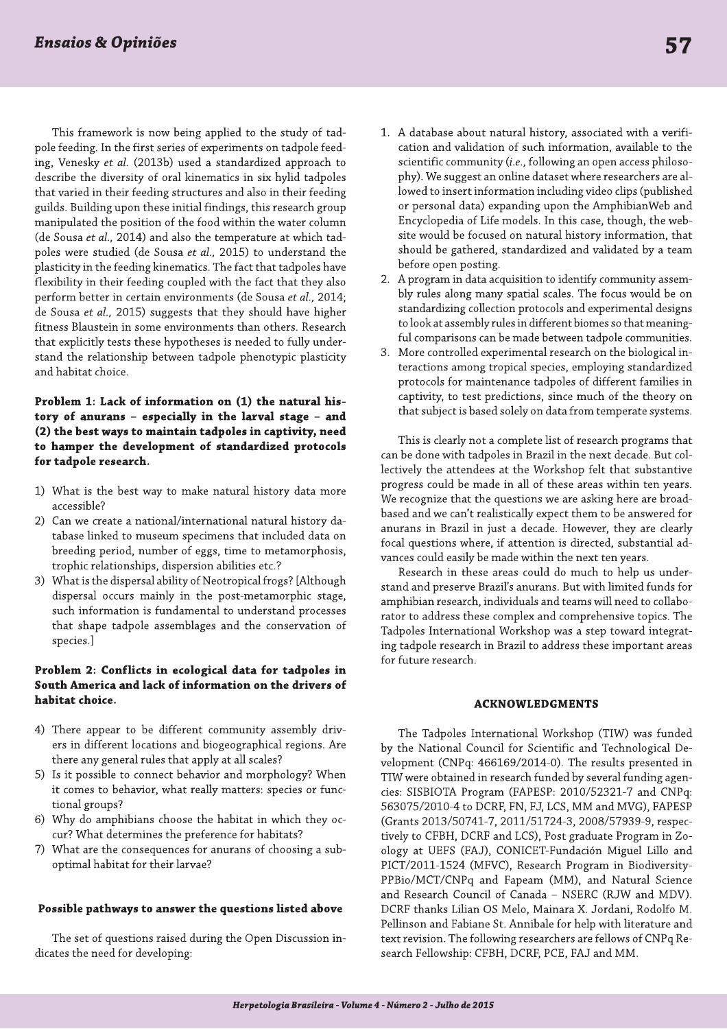This framework is now being applied to the study of tadpole feeding. In the first series of experiments on tadpole feeding, Venesky *et al.* (2013b) used a standardized approach to describe the diversity of oral kinematics in six hylid tadpoles that varied in their feeding structures and also in their feeding guilds. Building upon these initial findings, this research group manipulated the position of the food within the water column (de Sousa *et al.*, 2014) and also the temperature at which tadpoles were studied (de Sousa *et al.*, 2015) to understand the plasticity in the feeding kinematics. The fact that tadpoles have flexibility in their feeding coupled with the fact that they also perform better in certain environments (de Sousa *et al.*, 2014; de Sousa *et al.*, 2015) suggests that they should have higher fitness Blaustein in some environments than others. Research that explicitly tests these hypotheses is needed to fully understand the relationship between tadpole phenotypic plasticity and habitat choice.

**Problem 1: Lack of information on (1) the natural history of anurans – especially in the larval stage – and (2) the best ways to maintain tadpoles in captivity, need to hamper the development of standardized protocols for tadpole research.**

1) What is the best way to make natural history data more accessible?
2) Can we create a national/international natural history database linked to museum specimens that included data on breeding period, number of eggs, time to metamorphosis, trophic relationships, dispersion abilities etc.?
3) What is the dispersal ability of Neotropical frogs? [Although dispersal occurs mainly in the post-metamorphic stage, such information is fundamental to understand processes that shape tadpole assemblages and the conservation of species.]

**Problem 2: Conflicts in ecological data for tadpoles in South America and lack of information on the drivers of habitat choice.**

4) There appear to be different community assembly drivers in different locations and biogeographical regions. Are there any general rules that apply at all scales?
5) Is it possible to connect behavior and morphology? When it comes to behavior, what really matters: species or functional groups?
6) Why do amphibians choose the habitat in which they occur? What determines the preference for habitats?
7) What are the consequences for anurans of choosing a suboptimal habitat for their larvae?

**Possible pathways to answer the questions listed above**

The set of questions raised during the Open Discussion indicates the need for developing:

1. A database about natural history, associated with a verification and validation of such information, available to the scientific community (*i.e.*, following an open access philosophy). We suggest an online dataset where researchers are allowed to insert information including video clips (published or personal data) expanding upon the AmphibianWeb and Encyclopedia of Life models. In this case, though, the website would be focused on natural history information, that should be gathered, standardized and validated by a team before open posting.
2. A program in data acquisition to identify community assembly rules along many spatial scales. The focus would be on standardizing collection protocols and experimental designs to look at assembly rules in different biomes so that meaningful comparisons can be made between tadpole communities.
3. More controlled experimental research on the biological interactions among tropical species, employing standardized protocols for maintenance tadpoles of different families in captivity, to test predictions, since much of the theory on that subject is based solely on data from temperate systems.

This is clearly not a complete list of research programs that can be done with tadpoles in Brazil in the next decade. But collectively the attendees at the Workshop felt that substantive progress could be made in all of these areas within ten years. We recognize that the questions we are asking here are broad-based and we can't realistically expect them to be answered for anurans in Brazil in just a decade. However, they are clearly focal questions where, if attention is directed, substantial advances could easily be made within the next ten years.

Research in these areas could do much to help us understand and preserve Brazil's anurans. But with limited funds for amphibian research, individuals and teams will need to collaborator to address these complex and comprehensive topics. The Tadpoles International Workshop was a step toward integrating tadpole research in Brazil to address these important areas for future research.

## ACKNOWLEDGMENTS

The Tadpoles International Workshop (TIW) was funded by the National Council for Scientific and Technological Development (CNPq: 466169/2014-0). The results presented in TIW were obtained in research funded by several funding agencies: SISBIOTA Program (FAPESP: 2010/52321-7 and CNPq: 563075/2010-4 to DCRF, FN, FJ, LCS, MM and MVG), FAPESP (Grants 2013/50741-7, 2011/51724-3, 2008/57939-9, respectively to CFBH, DCRF and LCS), Post graduate Program in Zoology at UEFS (FAJ), CONICET-Fundación Miguel Lillo and PICT/2011-1524 (MFVC), Research Program in Biodiversity-PPBio/MCT/CNPq and Fapeam (MM), and Natural Science and Research Council of Canada – NSERC (RJW and MDV). DCRF thanks Lilian OS Melo, Mainara X. Jordani, Rodolfo M. Pellinson and Fabiane St. Annibale for help with literature and text revision. The following researchers are fellows of CNPq Research Fellowship: CFBH, DCRF, PCE, FAJ and MM.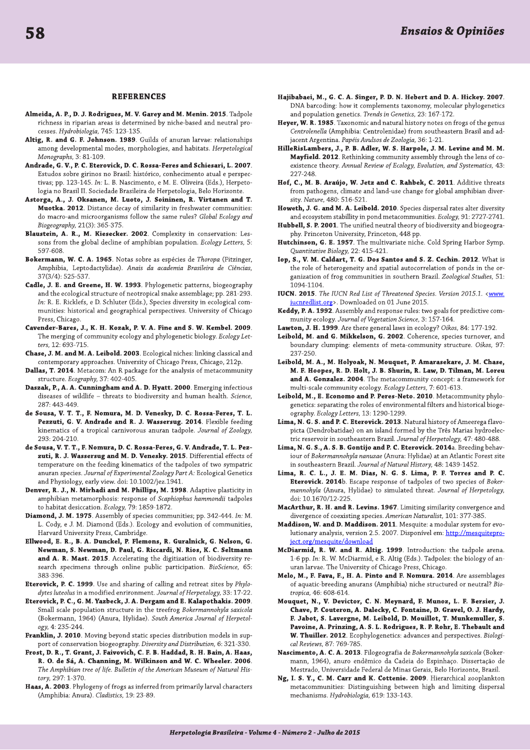## REFERENCES

**Almeida, A. P., D. J. Rodrigues, M. V. Garey and M. Menin. 2015**. Tadpole richness in riparian areas is determined by niche-based and neutral processes. *Hydrobiologia*, 745: 123-135.

**Altig, R. and G. F. Johnson. 1989**. Guilds of anuran larvae: relationships among developmental modes, morphologies, and habitats. *Herpetological Monographs*, 3: 81-109.

**Andrade, G. V., P. C. Eterovick, D. C. Rossa-Feres and Schiesari, L. 2007**. Estudos sobre girinos no Brasil: histórico, conhecimento atual e perspectivas; pp. 123-145. *In:* L. B. Nascimento, e M. E. Oliveira (Eds.), Herpetologia no Brasil II. Sociedade Brasileira de Herpetologia, Belo Horizonte.

**Astorga, A., J. Oksanen, M. Luoto, J. Soininen, R. Virtanen and T. Muotka. 2012**. Distance decay of similarity in freshwater communities: do macro-and microorganisms follow the same rules? *Global Ecology and Biogeography*, 21(3): 365-375.

**Blaustein, A. R., M. Kiesecker. 2002**. Complexity in conservation: Lessons from the global decline of amphibian population. *Ecology Letters*, 5: 597-608.

**Bokermann, W. C. A. 1965**. Notas sobre as espécies de *Thoropa* (Fitzinger, Amphibia, Leptodactylidae). *Anais da academia Brasileira de Ciências*, 37(3/4): 525-537.

**Cadle, J. E. and Greene, H. W. 1993**. Phylogenetic patterns, biogeography and the ecological structure of neotropical snake assemblage; pp. 281-293. *In:* R. E. Ricklefs, e D. Schluter (Eds.), Species diversity in ecological communities: historical and geographical perspectives. University of Chicago Press, Chicago.

**Cavender-Bares, J., K. H. Kozak, P. V. A. Fine and S. W. Kembel. 2009**. The merging of community ecology and phylogenetic biology. *Ecology Letters*, 12: 693-715.

**Chase, J. M. and M. A. Leibold. 2003**. Ecological niches: linking classical and contemporary approaches. University of Chicago Press, Chicago, 212p.

**Dallas, T. 2014**. Metacom: An R package for the analysis of metacommunity structure. *Ecography*, 37: 402-405.

**Daszak, P., A. A. Cunningham and A. D. Hyatt. 2000**. Emerging infectious diseases of wildlife – threats to biodiversity and human health. *Science*, 287: 443-449.

**de Sousa, V. T. T., F. Nomura, M. D. Venesky, D. C. Rossa-Feres, T. L. Pezzuti, G. V. Andrade and R. J. Wassersug. 2014**. Flexible feeding kinematics of a tropical carnivorous anuran tadpole. *Journal of Zoology*, 293: 204-210.

**de Sousa, V. T. T., F. Nomura, D. C. Rossa-Feres, G. V. Andrade, T. L. Pezzuti, R. J. Wassersug and M. D. Venesky. 2015**. Differential effects of temperature on the feeding kinematics of the tadpoles of two sympatric anuran species. *Journal of Experimental Zoology Part A:* Ecological Genetics and Physiology, early view. doi: 10.1002/jez.1941.

**Denver, R. J., N. Mirhadi and M. Phillips, M. 1998**. Adaptive plasticity in amphibian metamorphosis: response of *Scaphiophus hammondii* tadpoles to habitat desiccation. *Ecology*, 79: 1859-1872.

**Diamond, J. M. 1975**. Assembly of species communities; pp. 342-444. *In:* M. L. Cody, e J. M. Diamond (Eds.). Ecology and evolution of communities, Harvard University Press, Cambridge.

**Ellwood, E. R., B. A. Dunckel, P. Flemons, R. Guralnick, G. Nelson, G. Newman, S. Newman, D. Paul, G. Riccardi, N. Rios, K. C. Seltmann and A. R. Mast. 2015**. Accelerating the digitization of biodiversity research specimens through online public participation. *BioScience*, 65: 383-396.

**Eterovick, P. C. 1999**. Use and sharing of calling and retreat sites by *Phylodytes luteolus* in a modified enrironment. *Journal of Herpetology*, 33: 17-22.

**Eterovick, P. C., G. M. Yazbeck, J. A. Dergam and E. Kalapothakis. 2009**. Small scale population structure in the treefrog *Bokermannohyla saxicola* (Bokermann, 1964) (Anura, Hylidae). *South America Journal of Herpetology*, 4: 235-244.

**Franklin, J. 2010**. Moving beyond static species distribution models in support of conservation biogeography. *Diversity and Distribution*, 6: 321-330.

**Frost, D. R., T. Grant, J. Faivovich, C. F. B. Haddad, R. H. Bain, A. Haas, R. O. de Sá, A. Channing, M. Wilkinson and W. C. Wheeler. 2006**. *The Amphibian tree of life. Bulletin of the American Museum of Natural History*, 297: 1-370.

**Haas, A. 2003**. Phylogeny of frogs as inferred from primarily larval characters (Amphibia: Anura). *Cladistics*, 19: 23-89.

**Hajibabaei, M., G. C. A. Singer, P. D. N. Hebert and D. A. Hickey. 2007**. DNA barcoding: how it complements taxonomy, molecular phylogenetics and population genetics. *Trends in Genetics*, 23: 167-172.

**Heyer, W. R. 1985**. Taxonomic and natural history notes on frogs of the genus *Centrolenella* (Amphibia: Centrolenidae) from southeastern Brasil and adjacent Argentina. *Papéis Avulsos de Zoologia*, 36: 1-21.

**HilleRisLambers, J., P. B. Adler, W. S. Harpole, J. M. Levine and M. M. Mayfield. 2012**. Rethinking community assembly through the lens of coexistence theory. *Annual Review of Ecology, Evolution, and Systematics*, 43: 227-248.

**Hof, C., M. B. Araújo, W. Jetz and C. Rahbek, C. 2011**. Additive threats from pathogens, climate and land-use change for global amphibian diversity. *Nature*, 480: 516-521.

**Howeth, J. G. and M. A. Leibold. 2010**. Species dispersal rates alter diversity and ecosystem stabillity in pond metacommunities. *Ecology*, 91: 2727-2741.

**Hubbell, S. P. 2001**. The unified neutral theory of biodiversity and biogeography. Princeton University, Princeton, 448 pp.

**Hutchinson, G. E. 1957**. The multivariate niche. Cold Spring Harbor Symp. *Quantitative Biology*, 22: 415-421.

**Iop, S., V. M. Caldart, T. G. Dos Santos and S. Z. Cechin. 2012**. What is the role of heterogeneity and spatial autocorrelation of ponds in the organization of frog communities in southern Brazil. *Zoological Studies*, 51: 1094-1104.

**IUCN. 2015**. *The IUCN Red List of Threatened Species. Version 2015.1.* <www.iucnredlist.org>. Downloaded on 01 June 2015.

**Keddy, P. A. 1992**. Assembly and response rules: two goals for predictive community ecology. *Journal of Vegetation Science*, 3: 157-164.

**Lawton, J. H. 1999**. Are there general laws in ecology? *Oikos*, 84: 177-192.

**Leibold, M. and G. Mikkelson, G. 2002**. Coherence, species turnover, and boundary clumping: elements of meta-community structure. *Oikos*, 97: 237-250.

**Leibold, M. A., M. Holyoak, N. Mouquet, P. Amarasekare, J. M. Chase, M. F. Hoopes, R. D. Holt, J. B. Shurin, R. Law, D. Tilman, M. Loreu and A. Gonzalez. 2004**. The metacommunity concept: a framework for multi-scale community ecology. *Ecology Letters*, 7: 601-613.

**Leibold, M., E. Economo and P. Peres-Neto. 2010**. Metacommunity phylogenetics: separating the roles of environmental filters and historical biogeography. *Ecology Letters*, 13: 1290-1299.

**Lima, N. G. S. and P. C. Eterovick. 2013**. Natural history of Ameerega flavopicta (Dendrobatidae) on an island formed by the Três Marias hydroelectric reservoir in southeastern Brazil. *Journal of Herpetology*, 47: 480-488.

**Lima, N. G. S., A. S. B. Gontijo and P. C. Eterovick. 2014**a. Breeding behaviour of *Bokermannohyla nanuzae* (Anura: Hylidae) at an Atlantic Forest site in southeastern Brazil. *Journal of Natural History*, 48: 1439-1452.

**Lima, R. C. L., J. E. M. Dias, N. G. S. Lima, P. F. Torres and P. C. Eterovick. 2014**b. Escape response of tadpoles of two species of *Bokermannohyla* (Anura, Hylidae) to simulated threat. *Journal of Herpetology*, doi: 10.1670/12-225.

**MacArthur, R. H. and R. Levins. 1967**. Limiting similarity convergence and divergence of coexisting species. *American Naturalist*, 101: 377-385.

**Maddison, W. and D. Maddison. 2011**. Mesquite: a modular system for evolutionary analysis, version 2.5. 2007. Disponível em: http://mesquiteproject.org/mesquite/download

**McDiarmid, R. W. and R. Altig. 1999**. Introduction: the tadpole arena. 1-6 pp. *In:* R. W. McDiarmid, e R. Altig (Eds.). Tadpoles: the biology of anuran larvae. The University of Chicago Press, Chicago.

**Melo, M., F. Fava, F., H. A. Pinto and F. Nomura. 2014**. Are assemblages of aquatic-breeding anurans (Amphibia) niche structured or neutral? *Biotropica*, 46: 608-614.

**Mouquet, N., V. Devictor, C. N. Meynard, F. Munoz, L. F. Bersier, J. Chave, P. Couteron, A. Dalecky, C. Fontaine, D. Gravel, O. J. Hardy, F. Jabot, S. Lavergne, M. Leibold, D. Mouillot, T. Munkemuller, S. Pavoine, A. Prinzing, A. S. L. Rodrigues, R. P. Rohr, E. Thebault and W. Thuiller. 2012**. Ecophylogenetics: advances and perspectives. *Biological Reviews*, 87: 769-785.

**Nascimento, A. C. A. 2013**. Filogeografia de *Bokermannohyla saxicola* (Bokermann, 1964), anuro endêmico da Cadeia do Espinhaço. Dissertação de Mestrado, Universidade Federal de Minas Gerais, Belo Horizonte, Brazil.

**Ng, I. S. Y., C. M. Carr and K. Cottenie. 2009**. Hierarchical zooplankton metacommunities: Distinguishing between high and limiting dispersal mechanisms. *Hydrobiologia*, 619: 133-143.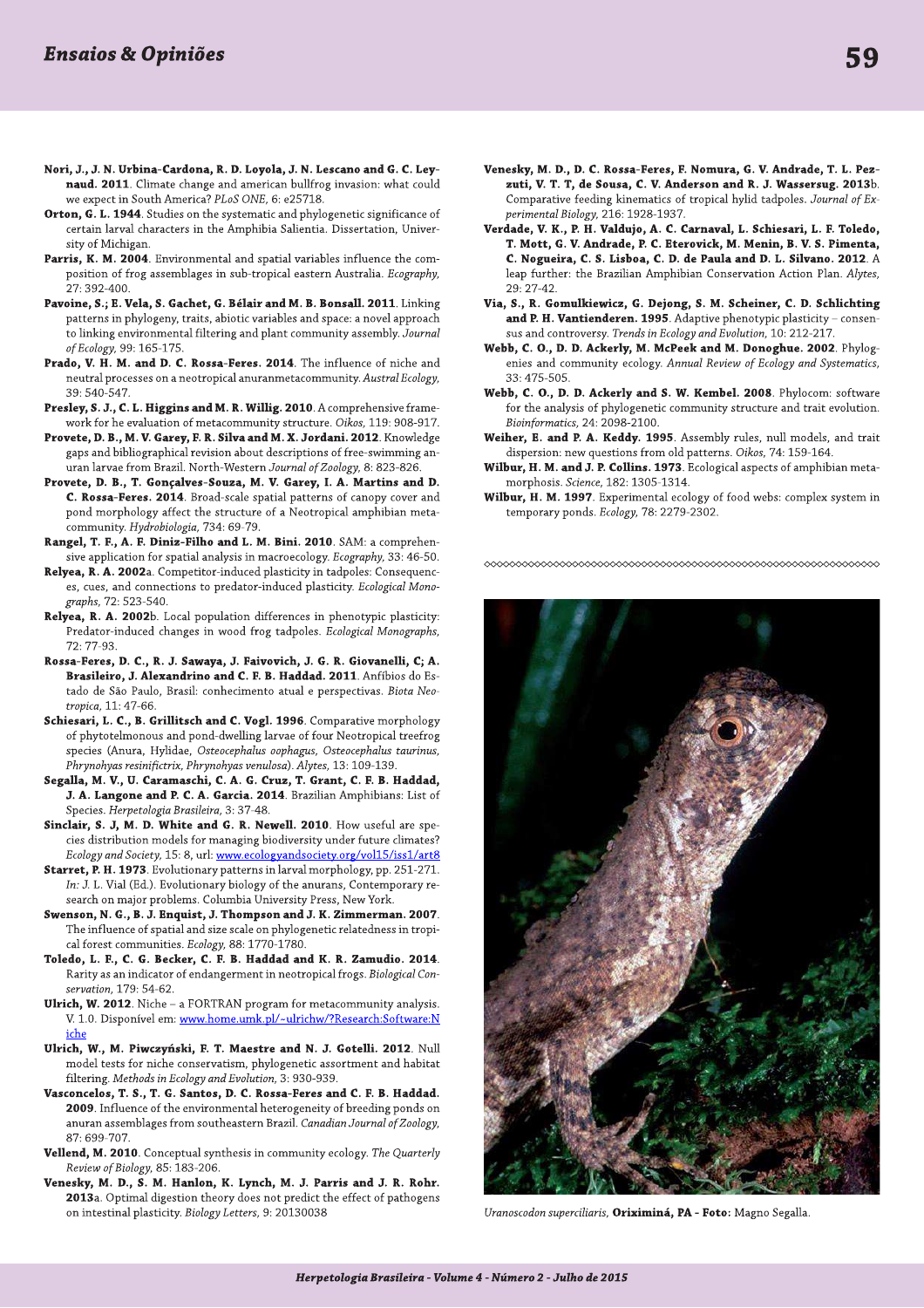**Nori, J., J. N. Urbina-Cardona, R. D. Loyola, J. N. Lescano and G. C. Leynaud. 2011**. Climate change and american bullfrog invasion: what could we expect in South America? *PLoS ONE*, 6: e25718.

**Orton, G. L. 1944**. Studies on the systematic and phylogenetic significance of certain larval characters in the Amphibia Salientia. Dissertation, University of Michigan.

**Parris, K. M. 2004**. Environmental and spatial variables influence the composition of frog assemblages in sub-tropical eastern Australia. *Ecography*, 27: 392-400.

**Pavoine, S.; E. Vela, S. Gachet, G. Bélair and M. B. Bonsall. 2011**. Linking patterns in phylogeny, traits, abiotic variables and space: a novel approach to linking environmental filtering and plant community assembly. *Journal of Ecology*, 99: 165-175.

**Prado, V. H. M. and D. C. Rossa-Feres. 2014**. The influence of niche and neutral processes on a neotropical anuranmetacommunity. *Austral Ecology*, 39: 540-547.

**Presley, S. J., C. L. Higgins and M. R. Willig. 2010**. A comprehensive framework for he evaluation of metacommunity structure. *Oikos*, 119: 908-917.

**Provete, D. B., M. V. Garey, F. R. Silva and M. X. Jordani. 2012**. Knowledge gaps and bibliographical revision about descriptions of free-swimming anuran larvae from Brazil. *North-Western Journal of Zoology*, 8: 823-826.

**Provete, D. B., T. Gonçalves-Souza, M. V. Garey, I. A. Martins and D. C. Rossa-Feres. 2014**. Broad-scale spatial patterns of canopy cover and pond morphology affect the structure of a Neotropical amphibian metacommunity. *Hydrobiologia*, 734: 69-79.

**Rangel, T. F., A. F. Diniz-Filho and L. M. Bini. 2010**. SAM: a comprehensive application for spatial analysis in macroecology. *Ecography*, 33: 46-50.

**Relyea, R. A. 2002a**. Competitor-induced plasticity in tadpoles: Consequences, cues, and connections to predator-induced plasticity. *Ecological Monographs*, 72: 523-540.

**Relyea, R. A. 2002b**. Local population differences in phenotypic plasticity: Predator-induced changes in wood frog tadpoles. *Ecological Monographs*, 72: 77-93.

**Rossa-Feres, D. C., R. J. Sawaya, J. Faivovich, J. G. R. Giovanelli, C; A. Brasileiro, J. Alexandrino and C. F. B. Haddad. 2011**. Anfíbios do Estado de São Paulo, Brasil: conhecimento atual e perspectivas. *Biota Neotropica*, 11: 47-66.

**Schiesari, L. C., B. Grillitsch and C. Vogl. 1996**. Comparative morphology of phytotelmonous and pond-dwelling larvae of four Neotropical treefrog species (Anura, Hylidae, *Osteocephalus oophagus, Osteocephalus taurinus, Phrynohyas resinifictrix, Phrynohyas venulosa*). *Alytes*, 13: 109-139.

**Segalla, M. V., U. Caramaschi, C. A. G. Cruz, T. Grant, C. F. B. Haddad, J. A. Langone and P. C. A. Garcia. 2014**. Brazilian Amphibians: List of Species. *Herpetologia Brasileira*, 3: 37-48.

**Sinclair, S. J, M. D. White and G. R. Newell. 2010**. How useful are species distribution models for managing biodiversity under future climates? *Ecology and Society*, 15: 8, url: www.ecologyandsociety.org/vol15/iss1/art8

**Starret, P. H. 1973**. Evolutionary patterns in larval morphology, pp. 251-271. *In:* J. L. Vial (Ed.). Evolutionary biology of the anurans, Contemporary research on major problems. Columbia University Press, New York.

**Swenson, N. G., B. J. Enquist, J. Thompson and J. K. Zimmerman. 2007**. The influence of spatial and size scale on phylogenetic relatedness in tropical forest communities. *Ecology*, 88: 1770-1780.

**Toledo, L. F., C. G. Becker, C. F. B. Haddad and K. R. Zamudio. 2014**. Rarity as an indicator of endangerment in neotropical frogs. *Biological Conservation*, 179: 54-62.

**Ulrich, W. 2012**. Niche – a FORTRAN program for metacommunity analysis. V. 1.0. Disponível em: www.home.umk.pl/~ulrichw/?Research:Software:Niche

**Ulrich, W., M. Piwczyński, F. T. Maestre and N. J. Gotelli. 2012**. Null model tests for niche conservatism, phylogenetic assortment and habitat filtering. *Methods in Ecology and Evolution*, 3: 930-939.

**Vasconcelos, T. S., T. G. Santos, D. C. Rossa-Feres and C. F. B. Haddad. 2009**. Influence of the environmental heterogeneity of breeding ponds on anuran assemblages from southeastern Brazil. *Canadian Journal of Zoology*, 87: 699-707.

**Vellend, M. 2010**. Conceptual synthesis in community ecology. *The Quarterly Review of Biology*, 85: 183-206.

**Venesky, M. D., S. M. Hanlon, K. Lynch, M. J. Parris and J. R. Rohr. 2013a**. Optimal digestion theory does not predict the effect of pathogens on intestinal plasticity. *Biology Letters*, 9: 20130038

**Venesky, M. D., D. C. Rossa-Feres, F. Nomura, G. V. Andrade, T. L. Pezzuti, V. T. T, de Sousa, C. V. Anderson and R. J. Wassersug. 2013b**. Comparative feeding kinematics of tropical hylid tadpoles. *Journal of Experimental Biology*, 216: 1928-1937.

**Verdade, V. K., P. H. Valdujo, A. C. Carnaval, L. Schiesari, L. F. Toledo, T. Mott, G. V. Andrade, P. C. Eterovick, M. Menin, B. V. S. Pimenta, C. Nogueira, C. S. Lisboa, C. D. de Paula and D. L. Silvano. 2012**. A leap further: the Brazilian Amphibian Conservation Action Plan. *Alytes*, 29: 27-42.

**Via, S., R. Gomulkiewicz, G. Dejong, S. M. Scheiner, C. D. Schlichting and P. H. Vantienderen. 1995**. Adaptive phenotypic plasticity – consensus and controversy. *Trends in Ecology and Evolution*, 10: 212-217.

**Webb, C. O., D. D. Ackerly, M. McPeek and M. Donoghue. 2002**. Phylogenies and community ecology. *Annual Review of Ecology and Systematics*, 33: 475-505.

**Webb, C. O., D. D. Ackerly and S. W. Kembel. 2008**. Phylocom: software for the analysis of phylogenetic community structure and trait evolution. *Bioinformatics*, 24: 2098-2100.

**Weiher, E. and P. A. Keddy. 1995**. Assembly rules, null models, and trait dispersion: new questions from old patterns. *Oikos*, 74: 159-164.

**Wilbur, H. M. and J. P. Collins. 1973**. Ecological aspects of amphibian metamorphosis. *Science*, 182: 1305-1314.

**Wilbur, H. M. 1997**. Experimental ecology of food webs: complex system in temporary ponds. *Ecology*, 78: 2279-2302.

*Uranoscodon superciliaris*, **Oriximiná, PA - Foto:** Magno Segalla.